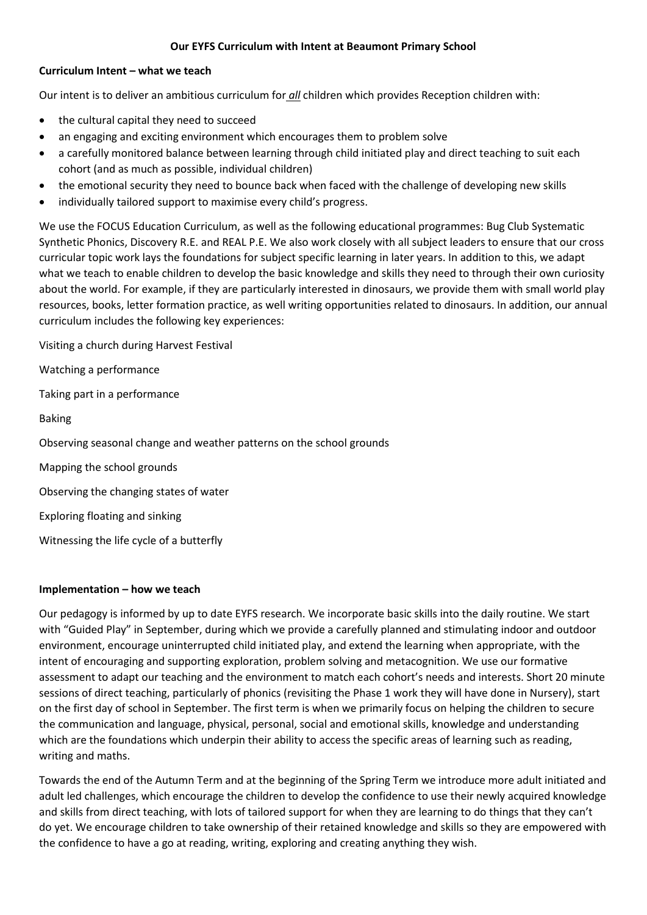**Our EYFS Curriculum with Intent at Beaumont Primary School**

**Curriculum Intent – what we teach**

Our intent is to deliver an ambitious curriculum for ***all*** children which provides Reception children with:

- the cultural capital they need to succeed
- an engaging and exciting environment which encourages them to problem solve
- a carefully monitored balance between learning through child initiated play and direct teaching to suit each cohort (and as much as possible, individual children)
- the emotional security they need to bounce back when faced with the challenge of developing new skills
- individually tailored support to maximise every child's progress.

We use the FOCUS Education Curriculum, as well as the following educational programmes: Bug Club Systematic Synthetic Phonics, Discovery R.E. and REAL P.E. We also work closely with all subject leaders to ensure that our cross curricular topic work lays the foundations for subject specific learning in later years. In addition to this, we adapt what we teach to enable children to develop the basic knowledge and skills they need to through their own curiosity about the world. For example, if they are particularly interested in dinosaurs, we provide them with small world play resources, books, letter formation practice, as well writing opportunities related to dinosaurs. In addition, our annual curriculum includes the following key experiences:

Visiting a church during Harvest Festival

Watching a performance

Taking part in a performance

Baking

Observing seasonal change and weather patterns on the school grounds

Mapping the school grounds

Observing the changing states of water

Exploring floating and sinking

Witnessing the life cycle of a butterfly

**Implementation – how we teach**

Our pedagogy is informed by up to date EYFS research. We incorporate basic skills into the daily routine. We start with "Guided Play" in September, during which we provide a carefully planned and stimulating indoor and outdoor environment, encourage uninterrupted child initiated play, and extend the learning when appropriate, with the intent of encouraging and supporting exploration, problem solving and metacognition. We use our formative assessment to adapt our teaching and the environment to match each cohort's needs and interests. Short 20 minute sessions of direct teaching, particularly of phonics (revisiting the Phase 1 work they will have done in Nursery), start on the first day of school in September. The first term is when we primarily focus on helping the children to secure the communication and language, physical, personal, social and emotional skills, knowledge and understanding which are the foundations which underpin their ability to access the specific areas of learning such as reading, writing and maths.

Towards the end of the Autumn Term and at the beginning of the Spring Term we introduce more adult initiated and adult led challenges, which encourage the children to develop the confidence to use their newly acquired knowledge and skills from direct teaching, with lots of tailored support for when they are learning to do things that they can't do yet. We encourage children to take ownership of their retained knowledge and skills so they are empowered with the confidence to have a go at reading, writing, exploring and creating anything they wish.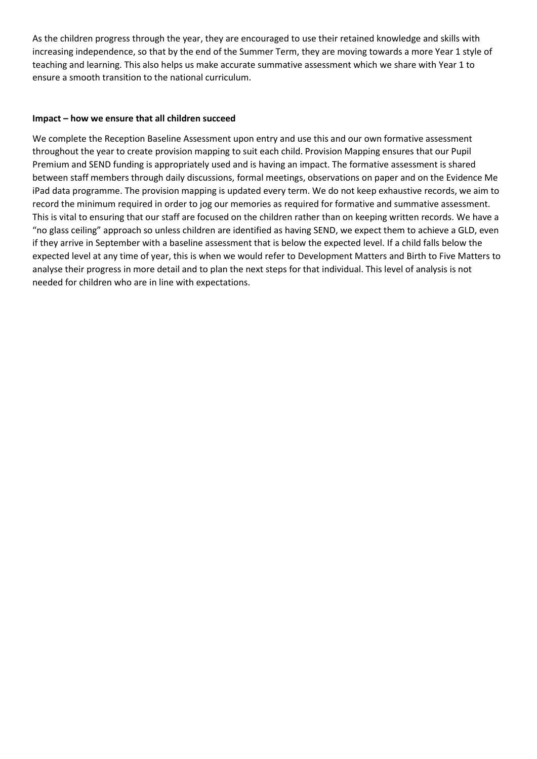As the children progress through the year, they are encouraged to use their retained knowledge and skills with increasing independence, so that by the end of the Summer Term, they are moving towards a more Year 1 style of teaching and learning. This also helps us make accurate summative assessment which we share with Year 1 to ensure a smooth transition to the national curriculum.

**Impact – how we ensure that all children succeed**

We complete the Reception Baseline Assessment upon entry and use this and our own formative assessment throughout the year to create provision mapping to suit each child. Provision Mapping ensures that our Pupil Premium and SEND funding is appropriately used and is having an impact. The formative assessment is shared between staff members through daily discussions, formal meetings, observations on paper and on the Evidence Me iPad data programme. The provision mapping is updated every term. We do not keep exhaustive records, we aim to record the minimum required in order to jog our memories as required for formative and summative assessment. This is vital to ensuring that our staff are focused on the children rather than on keeping written records. We have a "no glass ceiling" approach so unless children are identified as having SEND, we expect them to achieve a GLD, even if they arrive in September with a baseline assessment that is below the expected level. If a child falls below the expected level at any time of year, this is when we would refer to Development Matters and Birth to Five Matters to analyse their progress in more detail and to plan the next steps for that individual. This level of analysis is not needed for children who are in line with expectations.